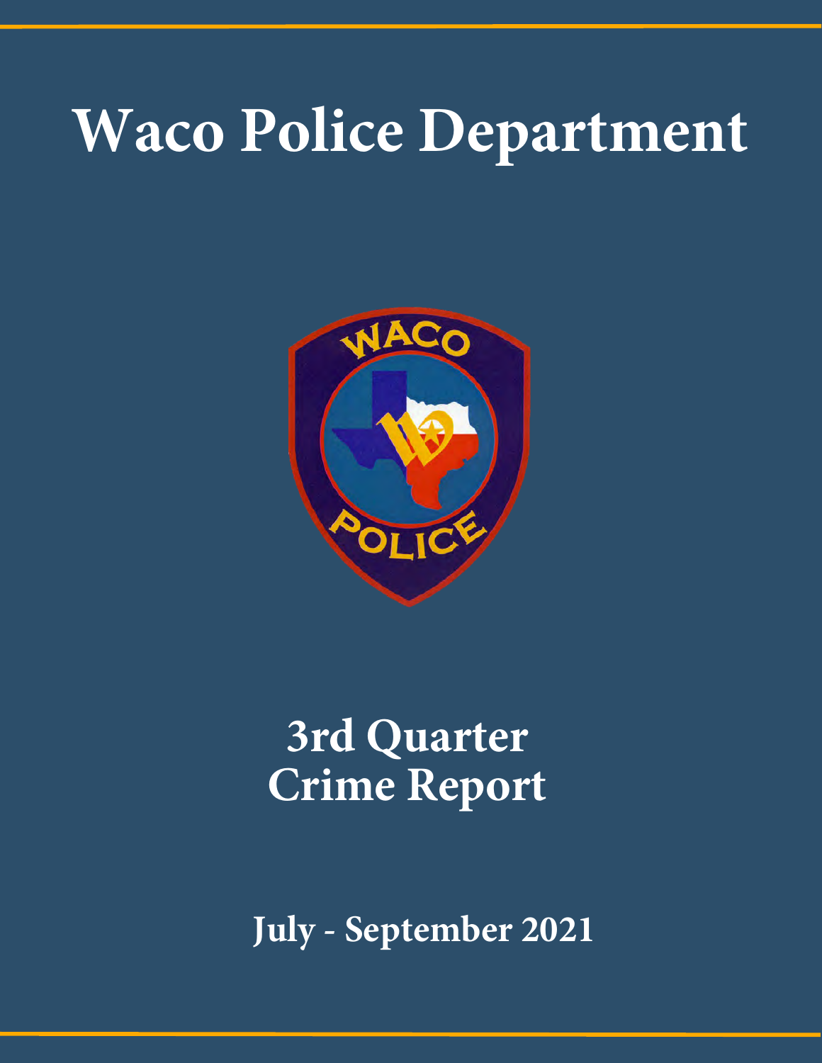# Waco Police Department

## 3rd Quarter Crime Report

**July - September 2021**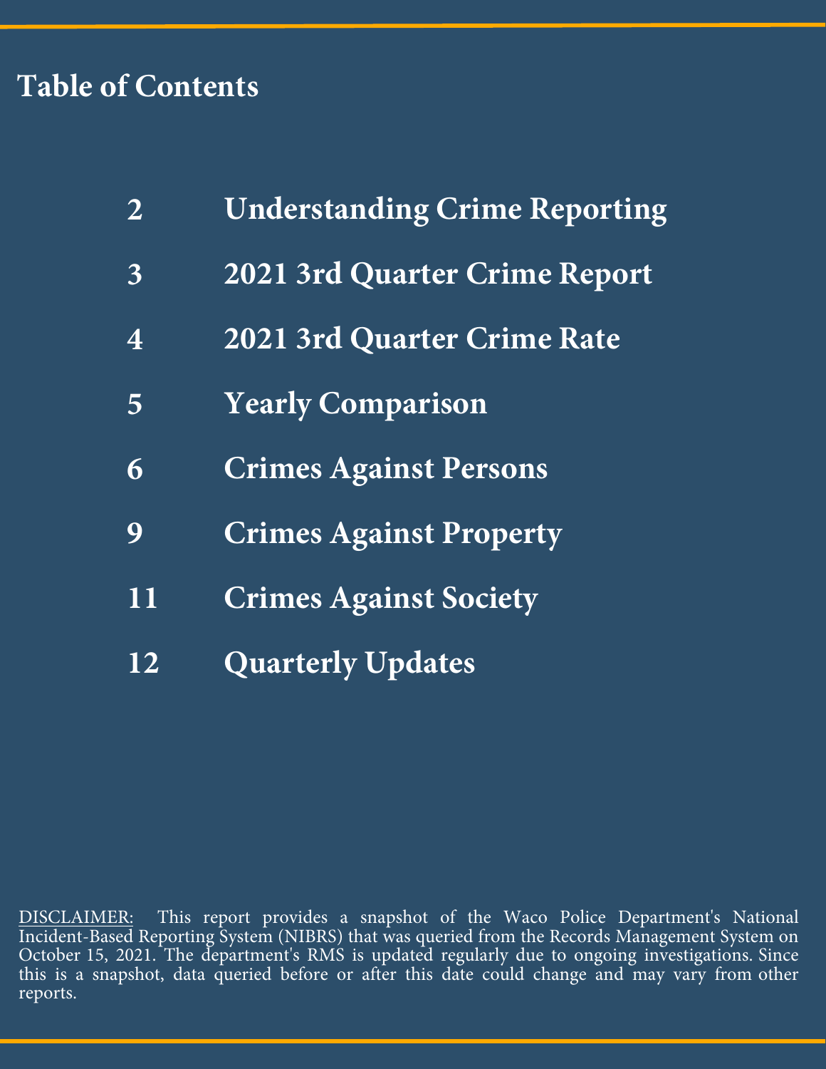# Table of Contents

| Page | Section |
| --- | --- |
| 2 | Understanding Crime Reporting |
| 3 | 2021 3rd Quarter Crime Report |
| 4 | 2021 3rd Quarter Crime Rate |
| 5 | Yearly Comparison |
| 6 | Crimes Against Persons |
| 9 | Crimes Against Property |
| 11 | Crimes Against Society |
| 12 | Quarterly Updates |

DISCLAIMER: This report provides a snapshot of the Waco Police Department's National Incident-Based Reporting System (NIBRS) that was queried from the Records Management System on October 15, 2021. The department's RMS is updated regularly due to ongoing investigations. Since this is a snapshot, data queried before or after this date could change and may vary from other reports.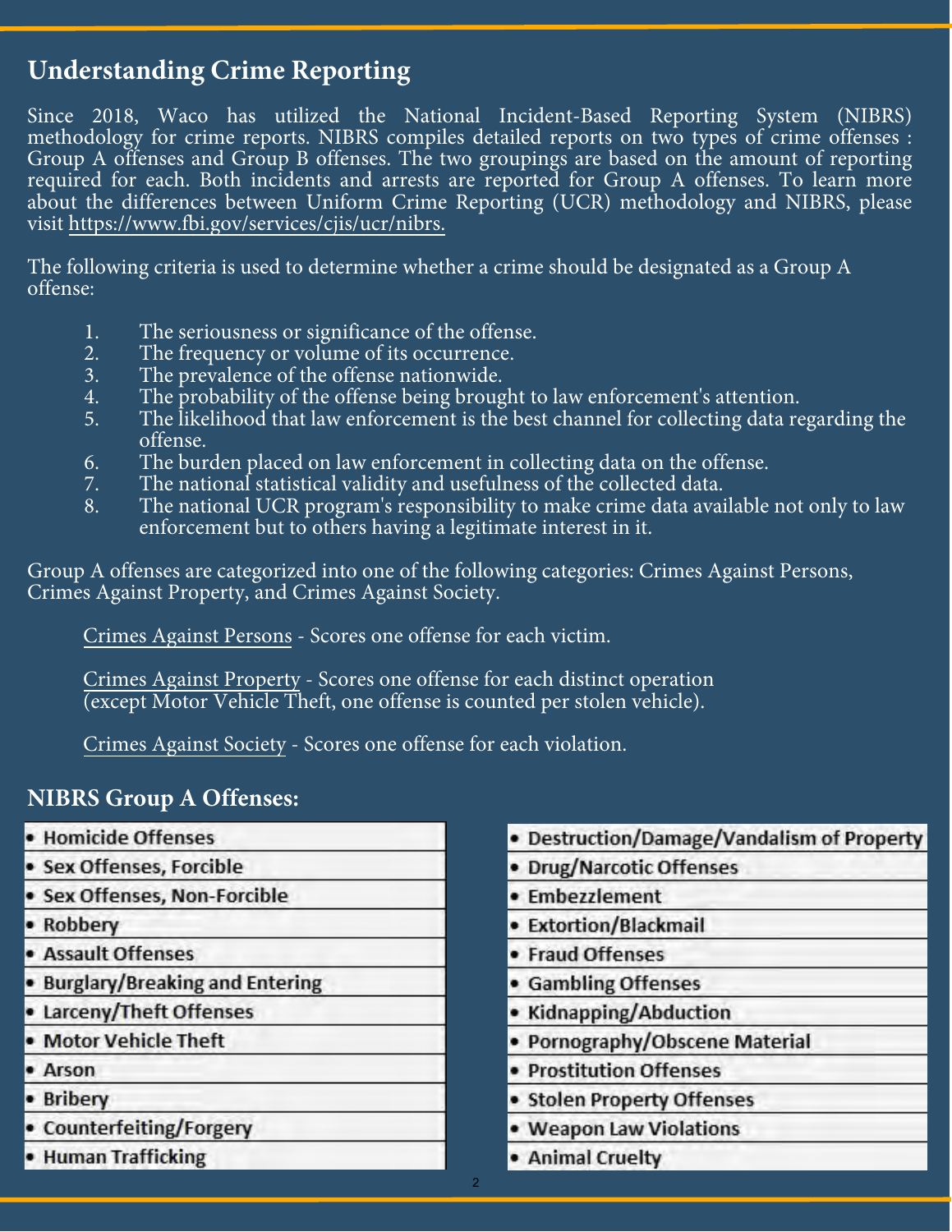## Understanding Crime Reporting

Since 2018, Waco has utilized the National Incident-Based Reporting System (NIBRS) methodology for crime reports. NIBRS compiles detailed reports on two types of crime offenses : Group A offenses and Group B offenses. The two groupings are based on the amount of reporting required for each. Both incidents and arrests are reported for Group A offenses. To learn more about the differences between Uniform Crime Reporting (UCR) methodology and NIBRS, please visit https://www.fbi.gov/services/cjis/ucr/nibrs.

The following criteria is used to determine whether a crime should be designated as a Group A offense:

1. The seriousness or significance of the offense.
2. The frequency or volume of its occurrence.
3. The prevalence of the offense nationwide.
4. The probability of the offense being brought to law enforcement's attention.
5. The likelihood that law enforcement is the best channel for collecting data regarding the offense.
6. The burden placed on law enforcement in collecting data on the offense.
7. The national statistical validity and usefulness of the collected data.
8. The national UCR program's responsibility to make crime data available not only to law enforcement but to others having a legitimate interest in it.

Group A offenses are categorized into one of the following categories: Crimes Against Persons, Crimes Against Property, and Crimes Against Society.

Crimes Against Persons - Scores one offense for each victim.

Crimes Against Property - Scores one offense for each distinct operation (except Motor Vehicle Theft, one offense is counted per stolen vehicle).

Crimes Against Society - Scores one offense for each violation.

## NIBRS Group A Offenses:

- Homicide Offenses
- Sex Offenses, Forcible
- Sex Offenses, Non-Forcible
- Robbery
- Assault Offenses
- Burglary/Breaking and Entering
- Larceny/Theft Offenses
- Motor Vehicle Theft
- Arson
- Bribery
- Counterfeiting/Forgery
- Human Trafficking
- Destruction/Damage/Vandalism of Property
- Drug/Narcotic Offenses
- Embezzlement
- Extortion/Blackmail
- Fraud Offenses
- Gambling Offenses
- Kidnapping/Abduction
- Pornography/Obscene Material
- Prostitution Offenses
- Stolen Property Offenses
- Weapon Law Violations
- Animal Cruelty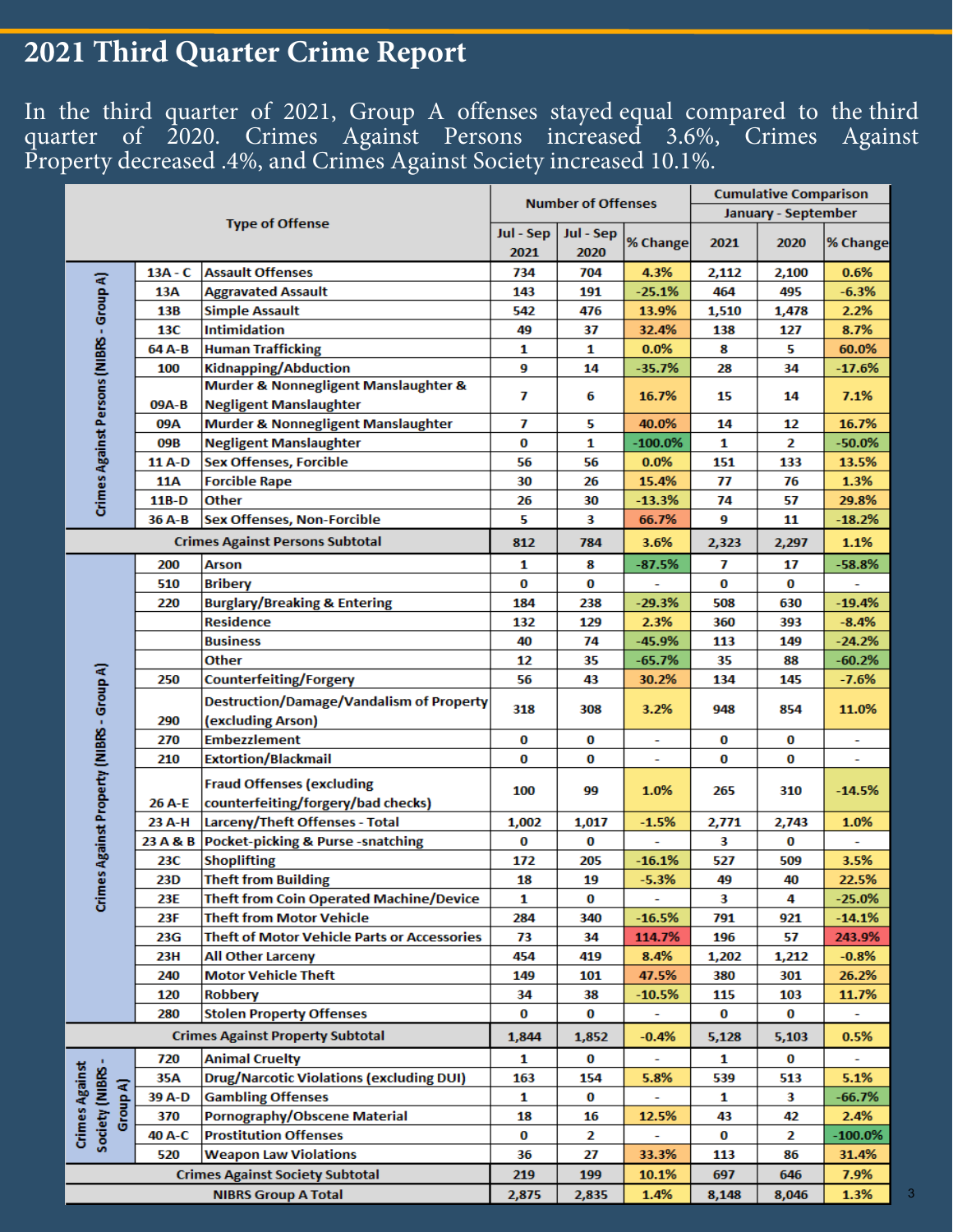# 2021 Third Quarter Crime Report

In the third quarter of 2021, Group A offenses stayed equal compared to the third quarter of 2020. Crimes Against Persons increased 3.6%, Crimes Against Property decreased .4%, and Crimes Against Society increased 10.1%.

| Category | Code | Type of Offense | Number of Offenses Jul - Sep 2021 | Jul - Sep 2020 | % Change | Cumulative Comparison January - September 2021 | 2020 | % Change |
|---|---|---|---|---|---|---|---|---|
| Crimes Against Persons (NIBRS - Group A) | 13A - C | Assault Offenses | 734 | 704 | 4.3% | 2,112 | 2,100 | 0.6% |
| | 13A | Aggravated Assault | 143 | 191 | -25.1% | 464 | 495 | -6.3% |
| | 13B | Simple Assault | 542 | 476 | 13.9% | 1,510 | 1,478 | 2.2% |
| | 13C | Intimidation | 49 | 37 | 32.4% | 138 | 127 | 8.7% |
| | 64 A-B | Human Trafficking | 1 | 1 | 0.0% | 8 | 5 | 60.0% |
| | 100 | Kidnapping/Abduction | 9 | 14 | -35.7% | 28 | 34 | -17.6% |
| | 09A-B | Murder & Nonnegligent Manslaughter & Negligent Manslaughter | 7 | 6 | 16.7% | 15 | 14 | 7.1% |
| | 09A | Murder & Nonnegligent Manslaughter | 7 | 5 | 40.0% | 14 | 12 | 16.7% |
| | 09B | Negligent Manslaughter | 0 | 1 | -100.0% | 1 | 2 | -50.0% |
| | 11 A-D | Sex Offenses, Forcible | 56 | 56 | 0.0% | 151 | 133 | 13.5% |
| | 11A | Forcible Rape | 30 | 26 | 15.4% | 77 | 76 | 1.3% |
| | 11B-D | Other | 26 | 30 | -13.3% | 74 | 57 | 29.8% |
| | 36 A-B | Sex Offenses, Non-Forcible | 5 | 3 | 66.7% | 9 | 11 | -18.2% |
| Crimes Against Persons Subtotal | | | 812 | 784 | 3.6% | 2,323 | 2,297 | 1.1% |
| Crimes Against Property (NIBRS - Group A) | 200 | Arson | 1 | 8 | -87.5% | 7 | 17 | -58.8% |
| | 510 | Bribery | 0 | 0 | - | 0 | 0 | - |
| | 220 | Burglary/Breaking & Entering | 184 | 238 | -29.3% | 508 | 630 | -19.4% |
| | | Residence | 132 | 129 | 2.3% | 360 | 393 | -8.4% |
| | | Business | 40 | 74 | -45.9% | 113 | 149 | -24.2% |
| | | Other | 12 | 35 | -65.7% | 35 | 88 | -60.2% |
| | 250 | Counterfeiting/Forgery | 56 | 43 | 30.2% | 134 | 145 | -7.6% |
| | 290 | Destruction/Damage/Vandalism of Property (excluding Arson) | 318 | 308 | 3.2% | 948 | 854 | 11.0% |
| | 270 | Embezzlement | 0 | 0 | - | 0 | 0 | - |
| | 210 | Extortion/Blackmail | 0 | 0 | - | 0 | 0 | - |
| | 26 A-E | Fraud Offenses (excluding counterfeiting/forgery/bad checks) | 100 | 99 | 1.0% | 265 | 310 | -14.5% |
| | 23 A-H | Larceny/Theft Offenses - Total | 1,002 | 1,017 | -1.5% | 2,771 | 2,743 | 1.0% |
| | 23 A & B | Pocket-picking & Purse -snatching | 0 | 0 | - | 3 | 0 | - |
| | 23C | Shoplifting | 172 | 205 | -16.1% | 527 | 509 | 3.5% |
| | 23D | Theft from Building | 18 | 19 | -5.3% | 49 | 40 | 22.5% |
| | 23E | Theft from Coin Operated Machine/Device | 1 | 0 | - | 3 | 4 | -25.0% |
| | 23F | Theft from Motor Vehicle | 284 | 340 | -16.5% | 791 | 921 | -14.1% |
| | 23G | Theft of Motor Vehicle Parts or Accessories | 73 | 34 | 114.7% | 196 | 57 | 243.9% |
| | 23H | All Other Larceny | 454 | 419 | 8.4% | 1,202 | 1,212 | -0.8% |
| | 240 | Motor Vehicle Theft | 149 | 101 | 47.5% | 380 | 301 | 26.2% |
| | 120 | Robbery | 34 | 38 | -10.5% | 115 | 103 | 11.7% |
| | 280 | Stolen Property Offenses | 0 | 0 | - | 0 | 0 | - |
| Crimes Against Property Subtotal | | | 1,844 | 1,852 | -0.4% | 5,128 | 5,103 | 0.5% |
| Crimes Against Society (NIBRS - Group A) | 720 | Animal Cruelty | 1 | 0 | - | 1 | 0 | - |
| | 35A | Drug/Narcotic Violations (excluding DUI) | 163 | 154 | 5.8% | 539 | 513 | 5.1% |
| | 39 A-D | Gambling Offenses | 1 | 0 | - | 1 | 3 | -66.7% |
| | 370 | Pornography/Obscene Material | 18 | 16 | 12.5% | 43 | 42 | 2.4% |
| | 40 A-C | Prostitution Offenses | 0 | 2 | - | 0 | 2 | -100.0% |
| | 520 | Weapon Law Violations | 36 | 27 | 33.3% | 113 | 86 | 31.4% |
| Crimes Against Society Subtotal | | | 219 | 199 | 10.1% | 697 | 646 | 7.9% |
| NIBRS Group A Total | | | 2,875 | 2,835 | 1.4% | 8,148 | 8,046 | 1.3% |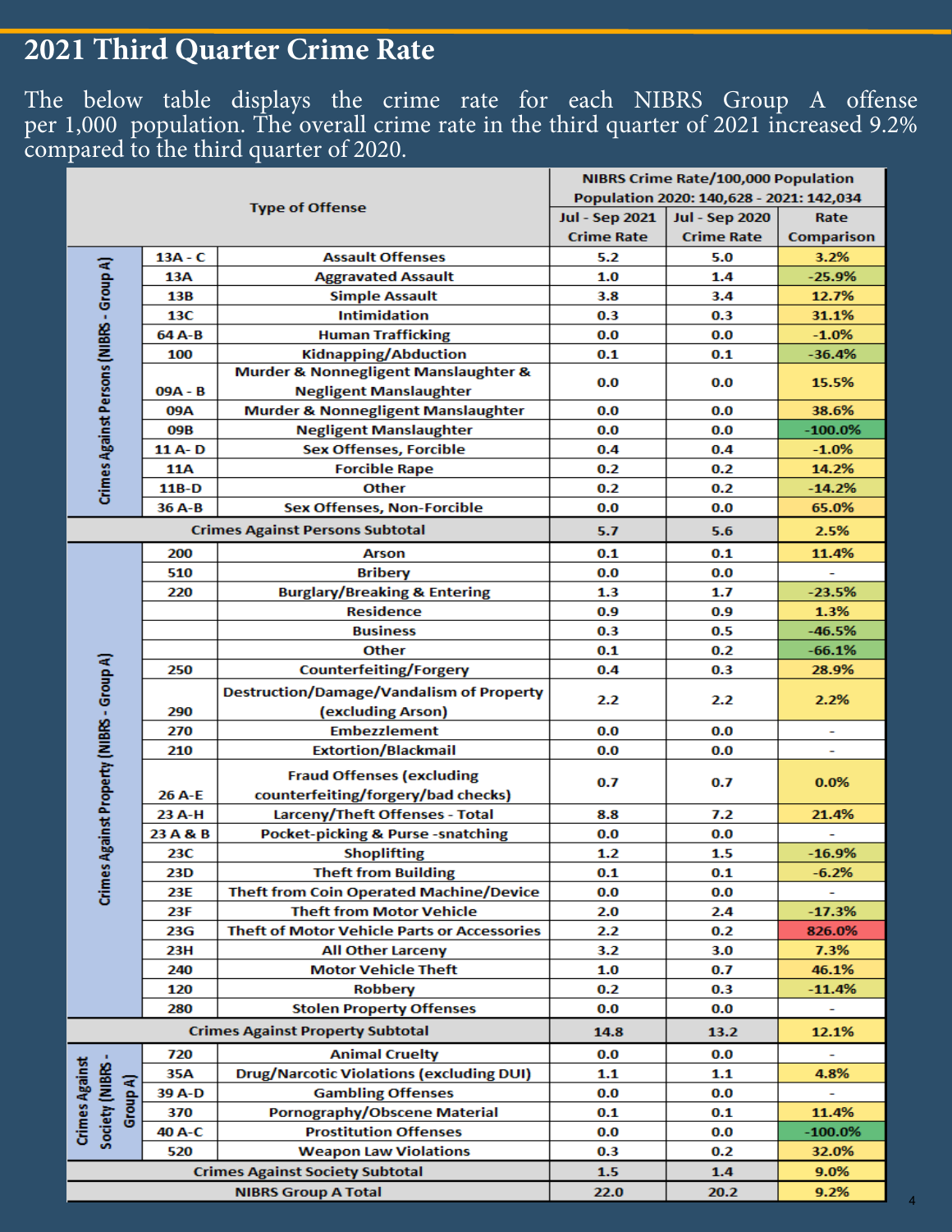## 2021 Third Quarter Crime Rate

The below table displays the crime rate for each NIBRS Group A offense per 1,000 population. The overall crime rate in the third quarter of 2021 increased 9.2% compared to the third quarter of 2020.

| Category | Code | Type of Offense | NIBRS Crime Rate/100,000 Population Population 2020: 140,628 - 2021: 142,034 | | |
|---|---|---|---|---|---|
| | | | Jul - Sep 2021 Crime Rate | Jul - Sep 2020 Crime Rate | Rate Comparison |
| Crimes Against Persons (NIBRS - Group A) | 13A - C | Assault Offenses | 5.2 | 5.0 | 3.2% |
| | 13A | Aggravated Assault | 1.0 | 1.4 | -25.9% |
| | 13B | Simple Assault | 3.8 | 3.4 | 12.7% |
| | 13C | Intimidation | 0.3 | 0.3 | 31.1% |
| | 64 A-B | Human Trafficking | 0.0 | 0.0 | -1.0% |
| | 100 | Kidnapping/Abduction | 0.1 | 0.1 | -36.4% |
| | 09A - B | Murder & Nonnegligent Manslaughter & Negligent Manslaughter | 0.0 | 0.0 | 15.5% |
| | 09A | Murder & Nonnegligent Manslaughter | 0.0 | 0.0 | 38.6% |
| | 09B | Negligent Manslaughter | 0.0 | 0.0 | -100.0% |
| | 11 A- D | Sex Offenses, Forcible | 0.4 | 0.4 | -1.0% |
| | 11A | Forcible Rape | 0.2 | 0.2 | 14.2% |
| | 11B-D | Other | 0.2 | 0.2 | -14.2% |
| | 36 A-B | Sex Offenses, Non-Forcible | 0.0 | 0.0 | 65.0% |
| Crimes Against Persons Subtotal | | | 5.7 | 5.6 | 2.5% |
| Crimes Against Property (NIBRS - Group A) | 200 | Arson | 0.1 | 0.1 | 11.4% |
| | 510 | Bribery | 0.0 | 0.0 | - |
| | 220 | Burglary/Breaking & Entering | 1.3 | 1.7 | -23.5% |
| | | Residence | 0.9 | 0.9 | 1.3% |
| | | Business | 0.3 | 0.5 | -46.5% |
| | | Other | 0.1 | 0.2 | -66.1% |
| | 250 | Counterfeiting/Forgery | 0.4 | 0.3 | 28.9% |
| | 290 | Destruction/Damage/Vandalism of Property (excluding Arson) | 2.2 | 2.2 | 2.2% |
| | 270 | Embezzlement | 0.0 | 0.0 | - |
| | 210 | Extortion/Blackmail | 0.0 | 0.0 | - |
| | 26 A-E | Fraud Offenses (excluding counterfeiting/forgery/bad checks) | 0.7 | 0.7 | 0.0% |
| | 23 A-H | Larceny/Theft Offenses - Total | 8.8 | 7.2 | 21.4% |
| | 23 A & B | Pocket-picking & Purse -snatching | 0.0 | 0.0 | - |
| | 23C | Shoplifting | 1.2 | 1.5 | -16.9% |
| | 23D | Theft from Building | 0.1 | 0.1 | -6.2% |
| | 23E | Theft from Coin Operated Machine/Device | 0.0 | 0.0 | - |
| | 23F | Theft from Motor Vehicle | 2.0 | 2.4 | -17.3% |
| | 23G | Theft of Motor Vehicle Parts or Accessories | 2.2 | 0.2 | 826.0% |
| | 23H | All Other Larceny | 3.2 | 3.0 | 7.3% |
| | 240 | Motor Vehicle Theft | 1.0 | 0.7 | 46.1% |
| | 120 | Robbery | 0.2 | 0.3 | -11.4% |
| | 280 | Stolen Property Offenses | 0.0 | 0.0 | - |
| Crimes Against Property Subtotal | | | 14.8 | 13.2 | 12.1% |
| Crimes Against Society (NIBRS - Group A) | 720 | Animal Cruelty | 0.0 | 0.0 | - |
| | 35A | Drug/Narcotic Violations (excluding DUI) | 1.1 | 1.1 | 4.8% |
| | 39 A-D | Gambling Offenses | 0.0 | 0.0 | - |
| | 370 | Pornography/Obscene Material | 0.1 | 0.1 | 11.4% |
| | 40 A-C | Prostitution Offenses | 0.0 | 0.0 | -100.0% |
| | 520 | Weapon Law Violations | 0.3 | 0.2 | 32.0% |
| Crimes Against Society Subtotal | | | 1.5 | 1.4 | 9.0% |
| NIBRS Group A Total | | | 22.0 | 20.2 | 9.2% |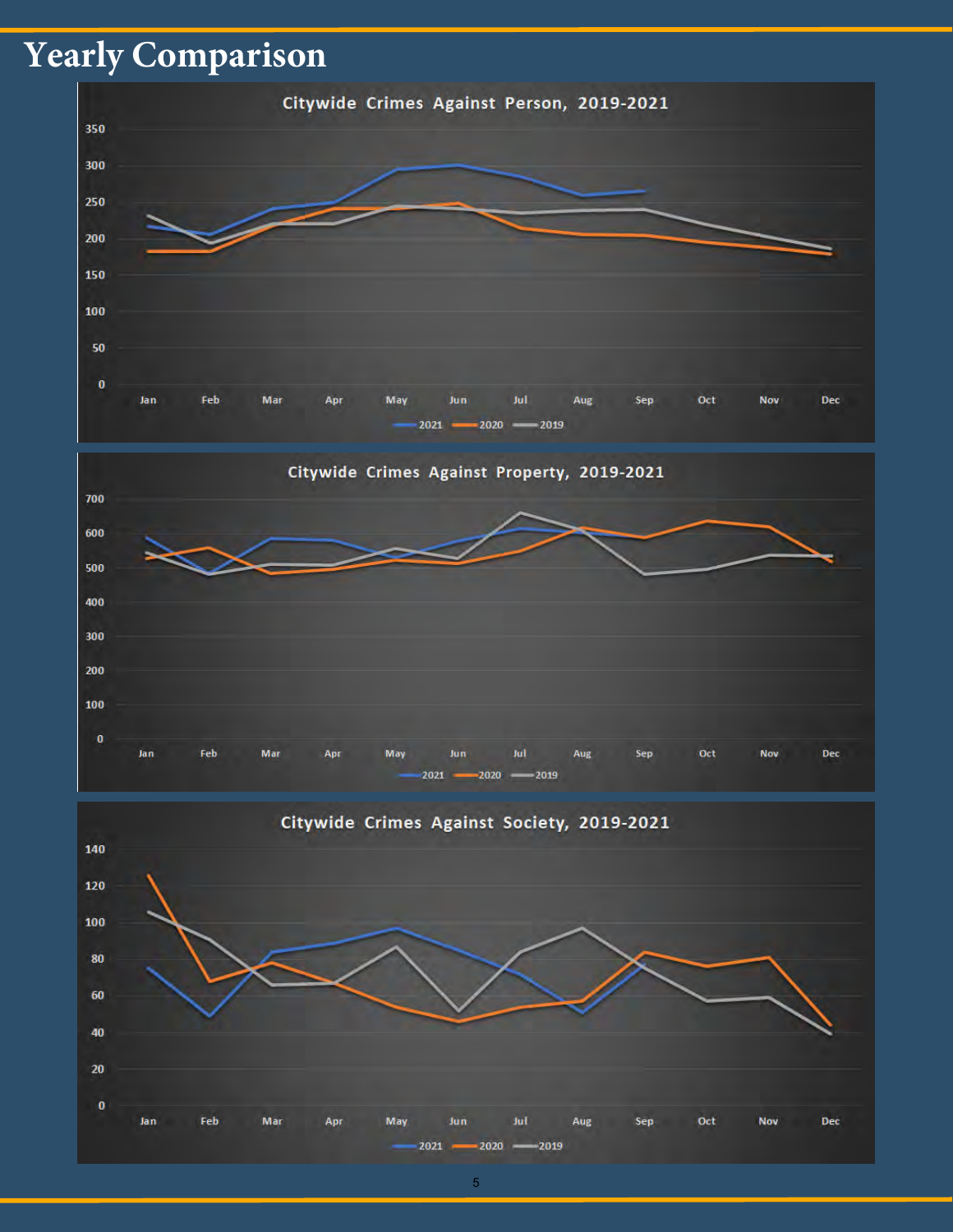# Yearly Comparison

Citywide Crimes Against Person, 2019-2021

Citywide Crimes Against Property, 2019-2021

Citywide Crimes Against Society, 2019-2021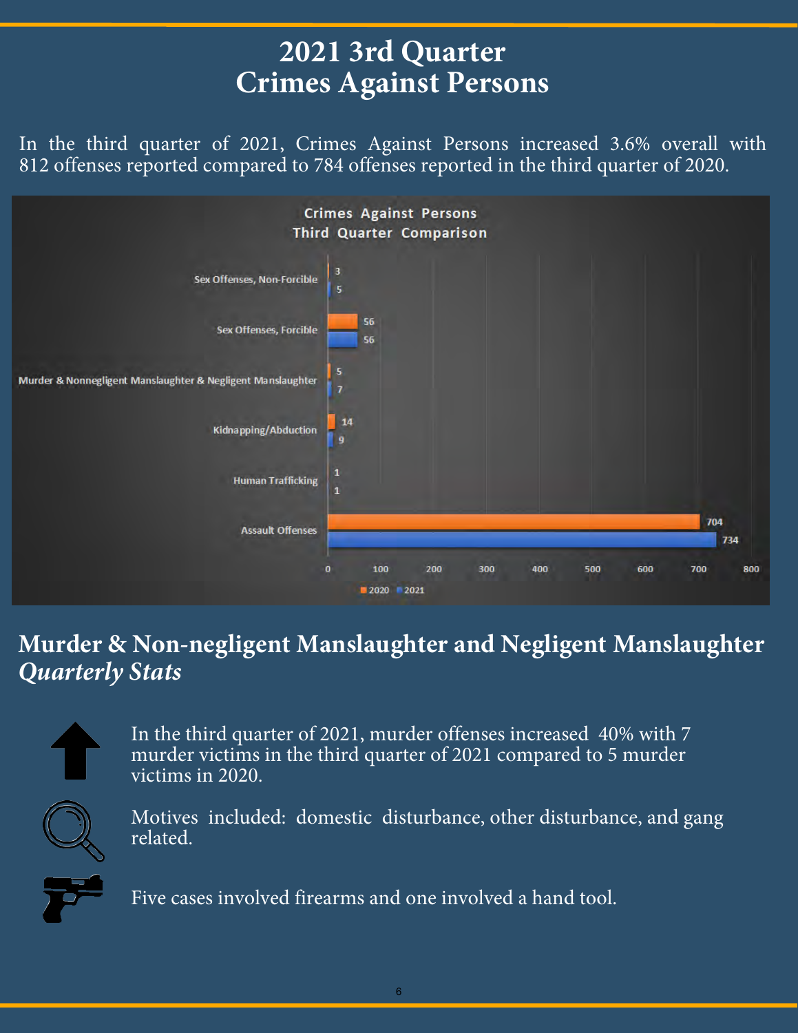# 2021 3rd Quarter
# Crimes Against Persons

In the third quarter of 2021, Crimes Against Persons increased 3.6% overall with 812 offenses reported compared to 784 offenses reported in the third quarter of 2020.

**Crimes Against Persons Third Quarter Comparison**

| Offense | 2020 | 2021 |
|---|---|---|
| Sex Offenses, Non-Forcible | 3 | 5 |
| Sex Offenses, Forcible | 56 | 56 |
| Murder & Nonnegligent Manslaughter & Negligent Manslaughter | 5 | 7 |
| Kidnapping/Abduction | 14 | 9 |
| Human Trafficking | 1 | 1 |
| Assault Offenses | 704 | 734 |

## Murder & Non-negligent Manslaughter and Negligent Manslaughter *Quarterly Stats*

In the third quarter of 2021, murder offenses increased 40% with 7 murder victims in the third quarter of 2021 compared to 5 murder victims in 2020.

Motives included: domestic disturbance, other disturbance, and gang related.

Five cases involved firearms and one involved a hand tool.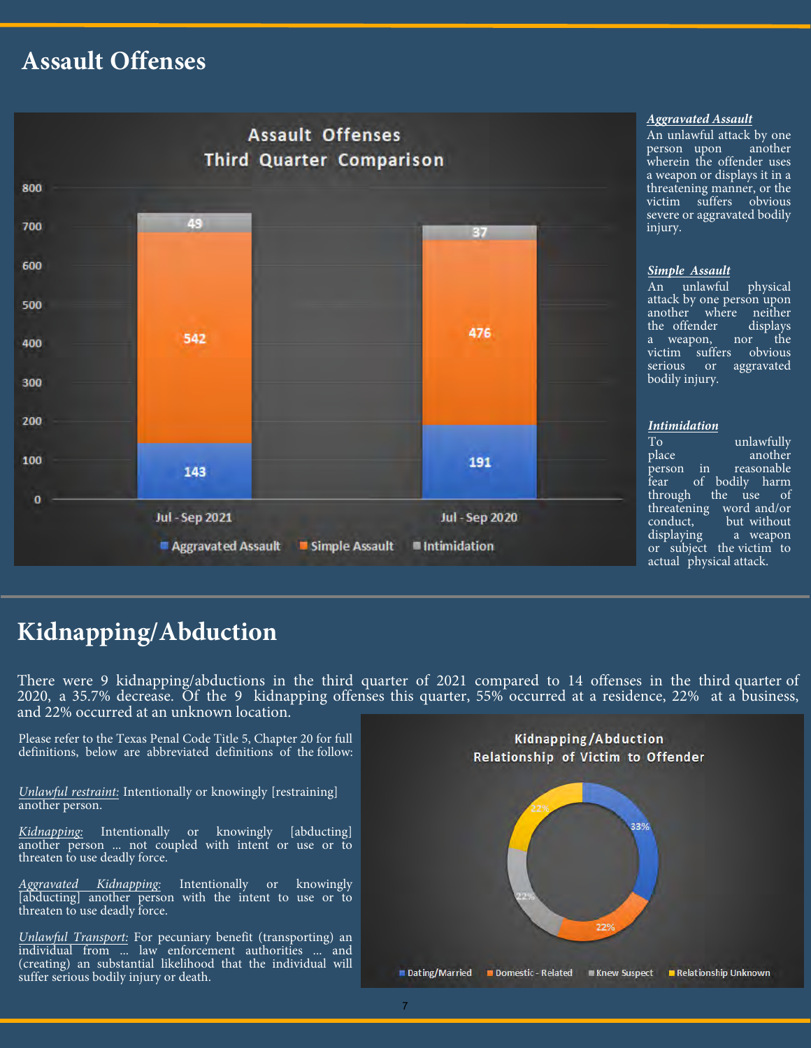# Assault Offenses

**Assault Offenses**
**Third Quarter Comparison**

| | Jul - Sep 2021 | Jul - Sep 2020 |
|---|---|---|
| Aggravated Assault | 143 | 191 |
| Simple Assault | 542 | 476 |
| Intimidation | 49 | 37 |

***Aggravated Assault***
An unlawful attack by one person upon another wherein the offender uses a weapon or displays it in a threatening manner, or the victim suffers obvious severe or aggravated bodily injury.

***Simple Assault***
An unlawful physical attack by one person upon another where neither the offender displays a weapon, nor the victim suffers obvious serious or aggravated bodily injury.

***Intimidation***
To unlawfully place another person in reasonable fear of bodily harm through the use of threatening word and/or conduct, but without displaying a weapon or subject the victim to actual physical attack.

# Kidnapping/Abduction

There were 9 kidnapping/abductions in the third quarter of 2021 compared to 14 offenses in the third quarter of 2020, a 35.7% decrease. Of the 9 kidnapping offenses this quarter, 55% occurred at a residence, 22% at a business, and 22% occurred at an unknown location.

Please refer to the Texas Penal Code Title 5, Chapter 20 for full definitions, below are abbreviated definitions of the follow:

*Unlawful restraint:* Intentionally or knowingly [restraining] another person.

*Kidnapping:* Intentionally or knowingly [abducting] another person ... not coupled with intent or use or to threaten to use deadly force.

*Aggravated Kidnapping:* Intentionally or knowingly [abducting] another person with the intent to use or to threaten to use deadly force.

*Unlawful Transport:* For pecuniary benefit (transporting) an individual from ... law enforcement authorities ... and (creating) an substantial likelihood that the individual will suffer serious bodily injury or death.

**Kidnapping/Abduction**
**Relationship of Victim to Offender**

| Relationship | Percent |
|---|---|
| Dating/Married | 33% |
| Domestic - Related | 22% |
| Knew Suspect | 22% |
| Relationship Unknown | 22% |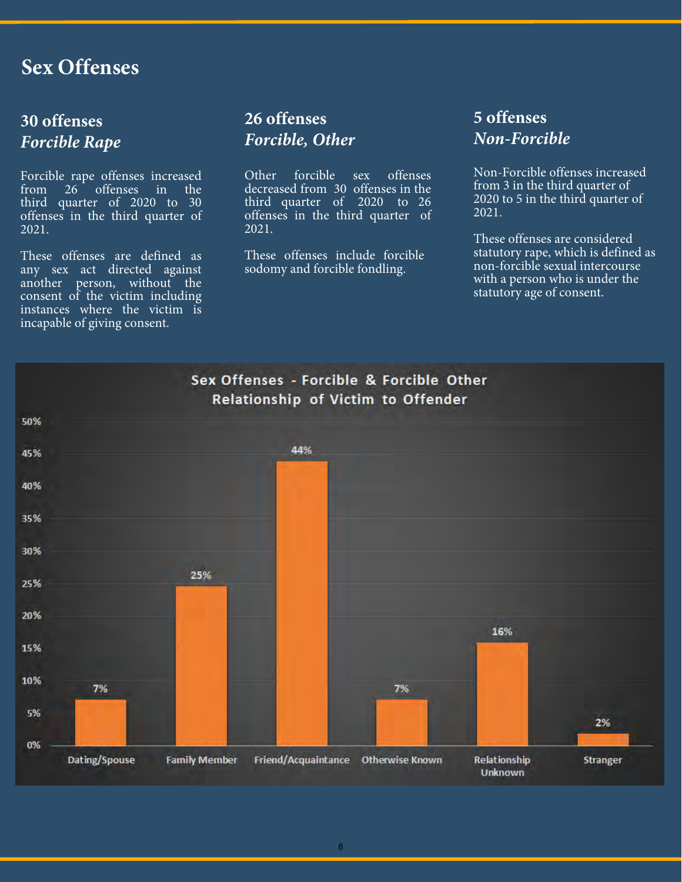# Sex Offenses

## 30 offenses
### *Forcible Rape*

Forcible rape offenses increased from 26 offenses in the third quarter of 2020 to 30 offenses in the third quarter of 2021.

These offenses are defined as any sex act directed against another person, without the consent of the victim including instances where the victim is incapable of giving consent.

## 26 offenses
### *Forcible, Other*

Other forcible sex offenses decreased from 30 offenses in the third quarter of 2020 to 26 offenses in the third quarter of 2021.

These offenses include forcible sodomy and forcible fondling.

## 5 offenses
### *Non-Forcible*

Non-Forcible offenses increased from 3 in the third quarter of 2020 to 5 in the third quarter of 2021.

These offenses are considered statutory rape, which is defined as non-forcible sexual intercourse with a person who is under the statutory age of consent.

**Sex Offenses - Forcible & Forcible Other Relationship of Victim to Offender**

| Relationship | Percent |
|---|---|
| Dating/Spouse | 7% |
| Family Member | 25% |
| Friend/Acquaintance | 44% |
| Otherwise Known | 7% |
| Relationship Unknown | 16% |
| Stranger | 2% |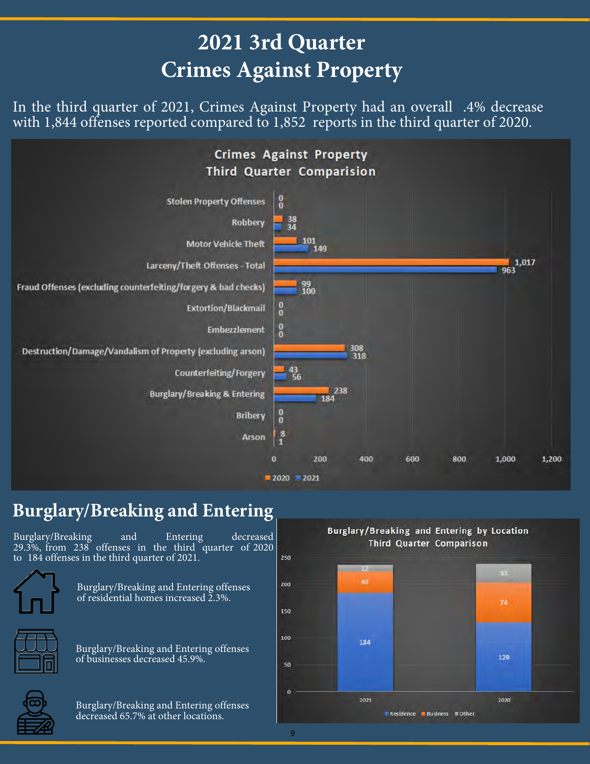# 2021 3rd Quarter
# Crimes Against Property

In the third quarter of 2021, Crimes Against Property had an overall .4% decrease with 1,844 offenses reported compared to 1,852 reports in the third quarter of 2020.

**Crimes Against Property Third Quarter Comparision**

| Offense | 2020 | 2021 |
|---|---|---|
| Stolen Property Offenses | 0 | 0 |
| Robbery | 38 | 34 |
| Motor Vehicle Theft | 101 | 149 |
| Larceny/Theft Offenses - Total | 1,017 | 963 |
| Fraud Offenses (excluding counterfeiting/forgery & bad checks) | 99 | 100 |
| Extortion/Blackmail | 0 | 0 |
| Embezzlement | 0 | 0 |
| Destruction/Damage/Vandalism of Property (excluding arson) | 308 | 318 |
| Counterfeiting/Forgery | 43 | 56 |
| Burglary/Breaking & Entering | 238 | 184 |
| Bribery | 0 | 0 |
| Arson | 8 | 1 |

## Burglary/Breaking and Entering

Burglary/Breaking and Entering decreased 29.3%, from 238 offenses in the third quarter of 2020 to 184 offenses in the third quarter of 2021.

Burglary/Breaking and Entering offenses of residential homes increased 2.3%.

Burglary/Breaking and Entering offenses of businesses decreased 45.9%.

Burglary/Breaking and Entering offenses decreased 65.7% at other locations.

**Burglary/Breaking and Entering by Location Third Quarter Comparison**

| Location | 2021 | 2020 |
|---|---|---|
| Residence | 184 | 129 |
| Business | 40 | 74 |
| Other | 12 | 35 |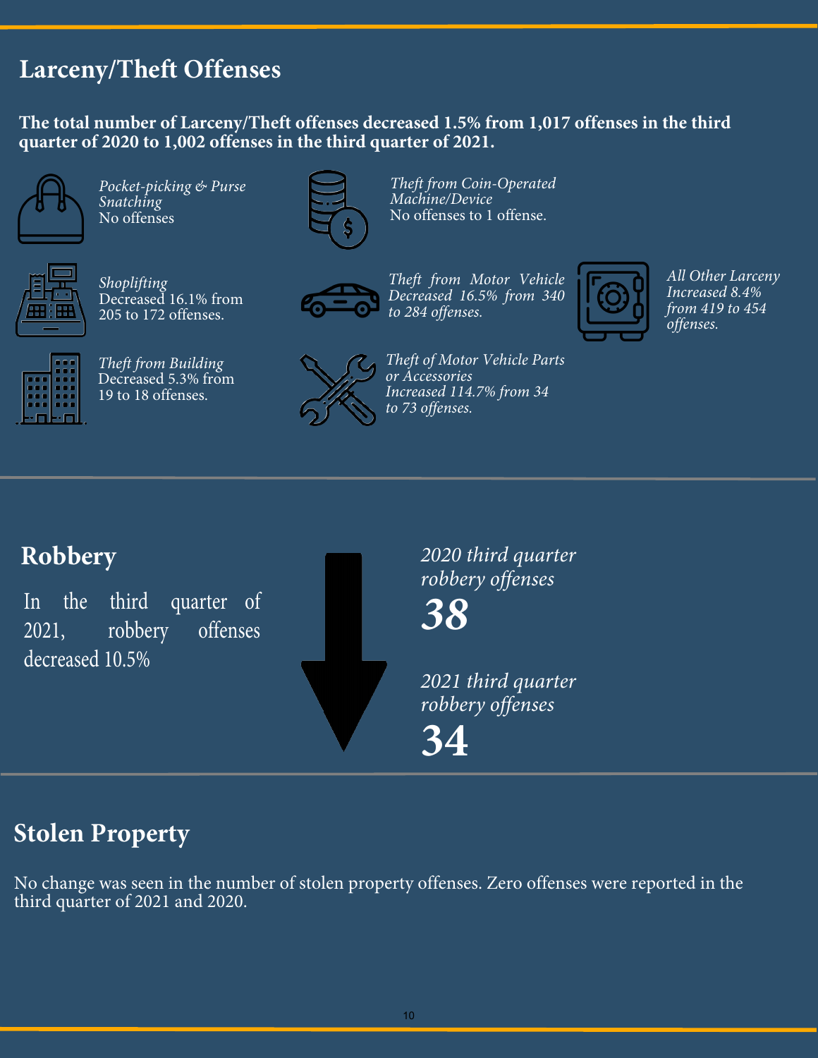## Larceny/Theft Offenses

**The total number of Larceny/Theft offenses decreased 1.5% from 1,017 offenses in the third quarter of 2020 to 1,002 offenses in the third quarter of 2021.**

*Pocket-picking & Purse Snatching*
No offenses

*Theft from Coin-Operated Machine/Device*
No offenses to 1 offense.

*Shoplifting*
Decreased 16.1% from 205 to 172 offenses.

*Theft from Motor Vehicle*
*Decreased 16.5% from 340 to 284 offenses.*

*All Other Larceny*
*Increased 8.4% from 419 to 454 offenses.*

*Theft from Building*
Decreased 5.3% from 19 to 18 offenses.

*Theft of Motor Vehicle Parts or Accessories*
*Increased 114.7% from 34 to 73 offenses.*

## Robbery

In the third quarter of 2021, robbery offenses decreased 10.5%

*2020 third quarter robbery offenses*

***38***

*2021 third quarter robbery offenses*

**34**

## Stolen Property

No change was seen in the number of stolen property offenses. Zero offenses were reported in the third quarter of 2021 and 2020.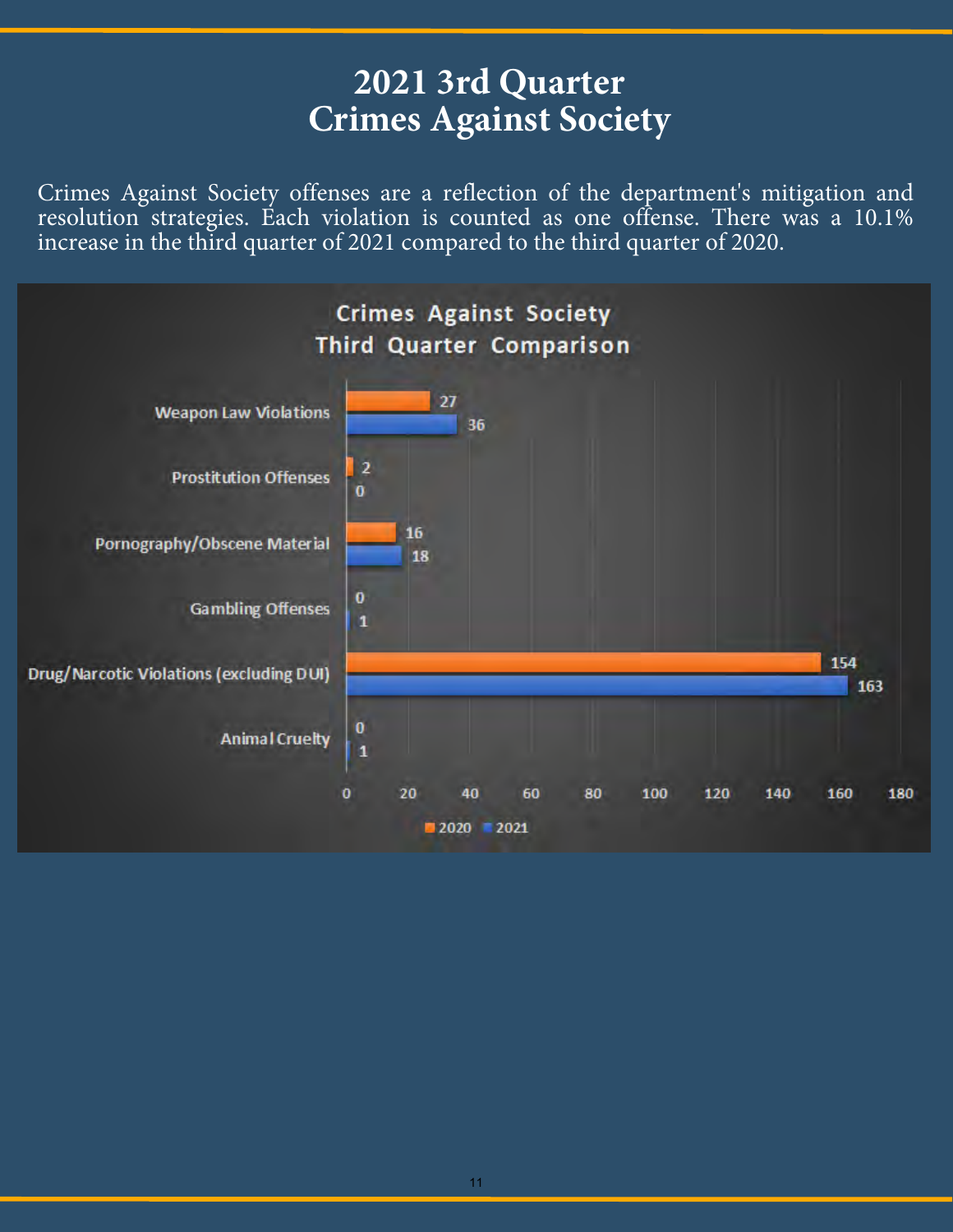# 2021 3rd Quarter
# Crimes Against Society

Crimes Against Society offenses are a reflection of the department's mitigation and resolution strategies. Each violation is counted as one offense. There was a 10.1% increase in the third quarter of 2021 compared to the third quarter of 2020.

**Crimes Against Society**
**Third Quarter Comparison**

| Offense | 2020 | 2021 |
|---|---|---|
| Weapon Law Violations | 27 | 36 |
| Prostitution Offenses | 2 | 0 |
| Pornography/Obscene Material | 16 | 18 |
| Gambling Offenses | 0 | 1 |
| Drug/Narcotic Violations (excluding DUI) | 154 | 163 |
| Animal Cruelty | 0 | 1 |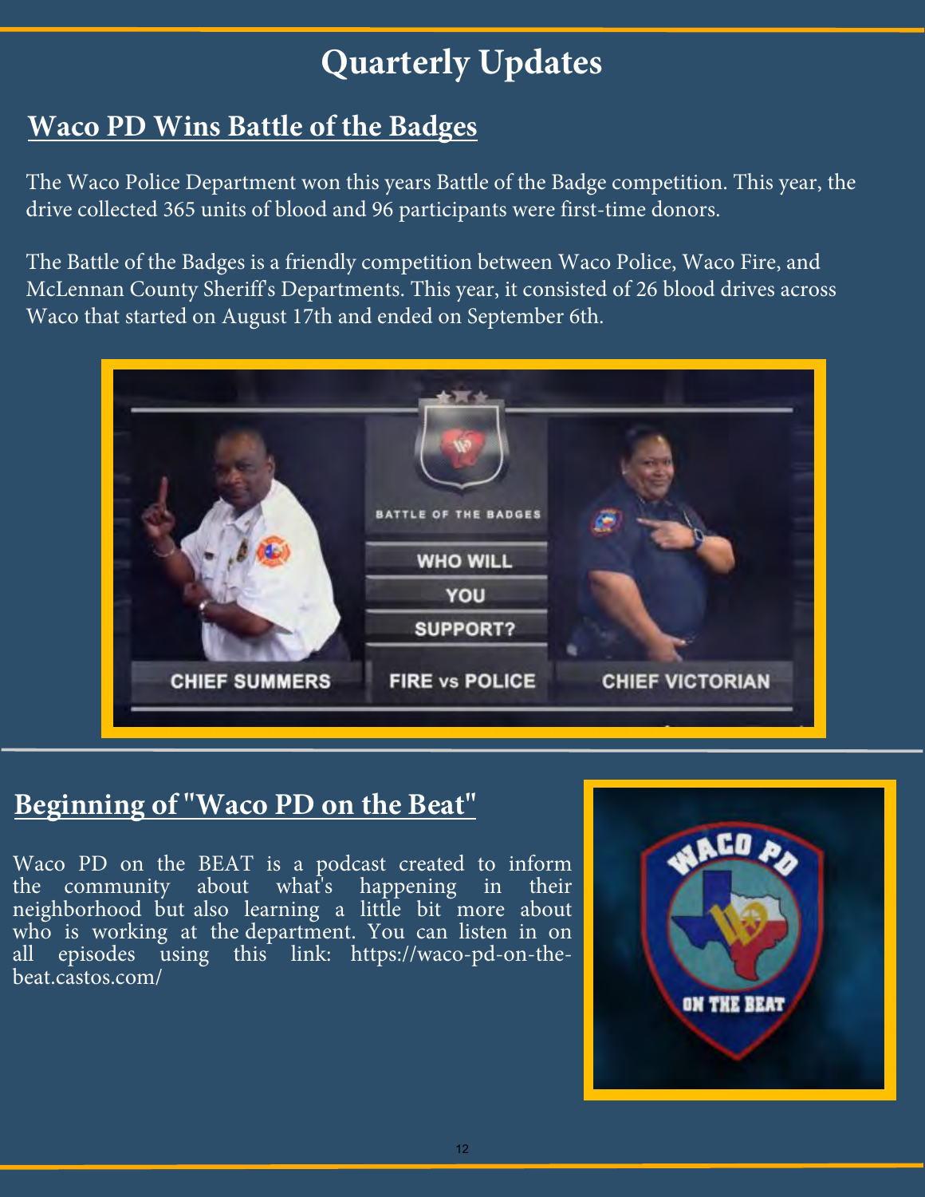# Quarterly Updates

## Waco PD Wins Battle of the Badges

The Waco Police Department won this years Battle of the Badge competition. This year, the drive collected 365 units of blood and 96 participants were first-time donors.

The Battle of the Badges is a friendly competition between Waco Police, Waco Fire, and McLennan County Sheriff's Departments. This year, it consisted of 26 blood drives across Waco that started on August 17th and ended on September 6th.

## Beginning of "Waco PD on the Beat"

Waco PD on the BEAT is a podcast created to inform the community about what's happening in their neighborhood but also learning a little bit more about who is working at the department. You can listen in on all episodes using this link: https://waco-pd-on-the-beat.castos.com/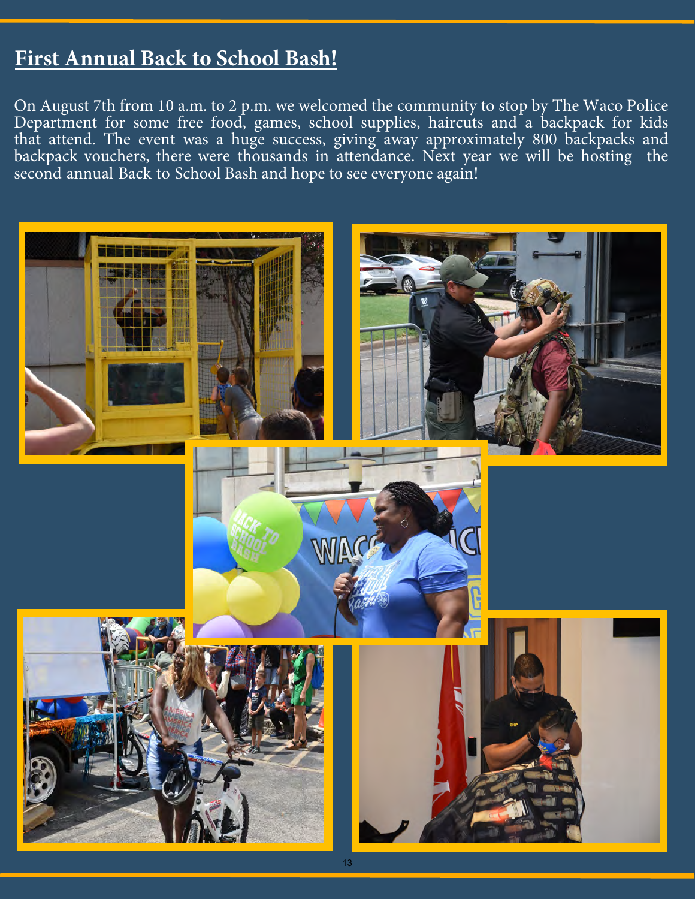## First Annual Back to School Bash!

On August 7th from 10 a.m. to 2 p.m. we welcomed the community to stop by The Waco Police Department for some free food, games, school supplies, haircuts and a backpack for kids that attend. The event was a huge success, giving away approximately 800 backpacks and backpack vouchers, there were thousands in attendance. Next year we will be hosting the second annual Back to School Bash and hope to see everyone again!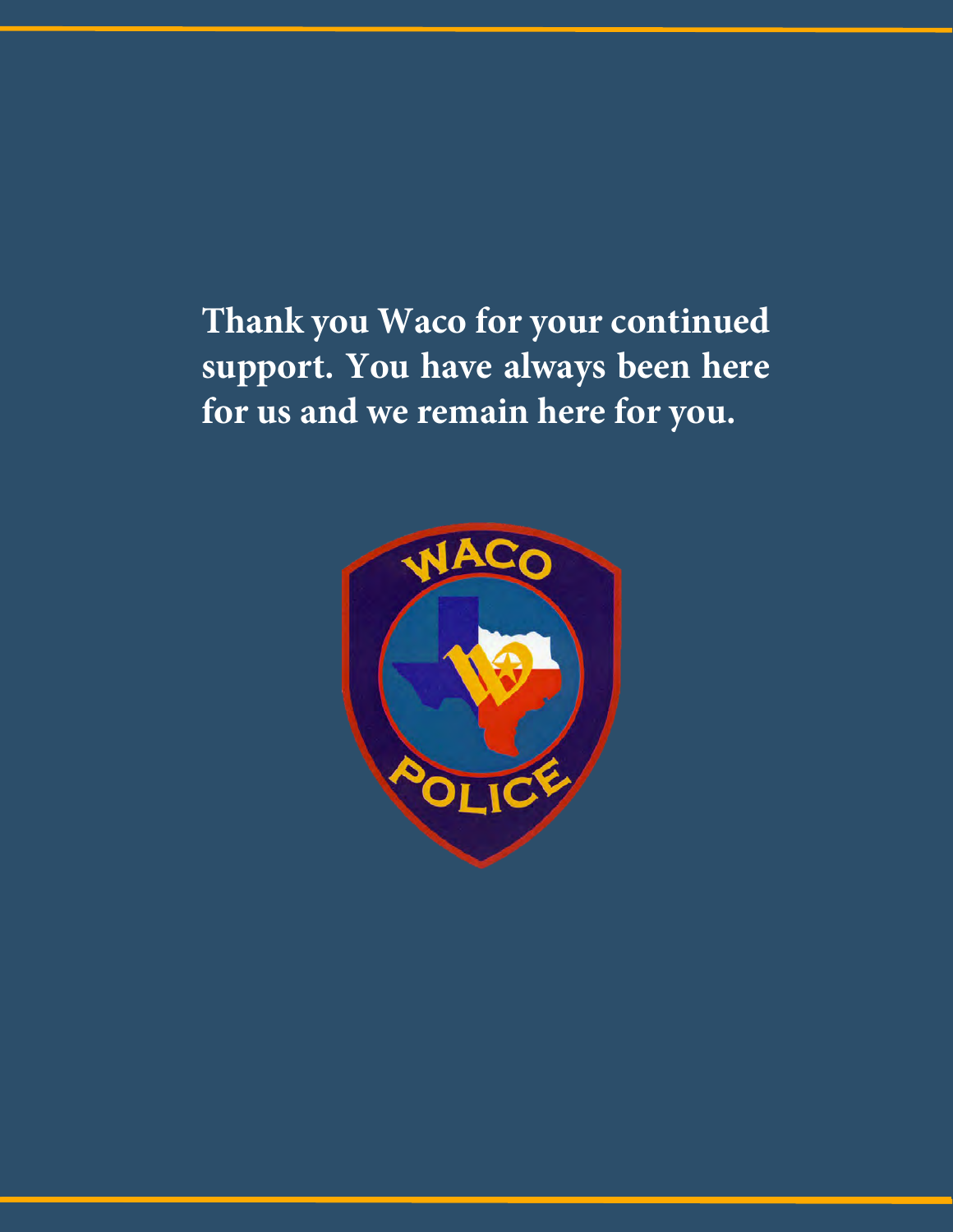**Thank you Waco for your continued support. You have always been here for us and we remain here for you.**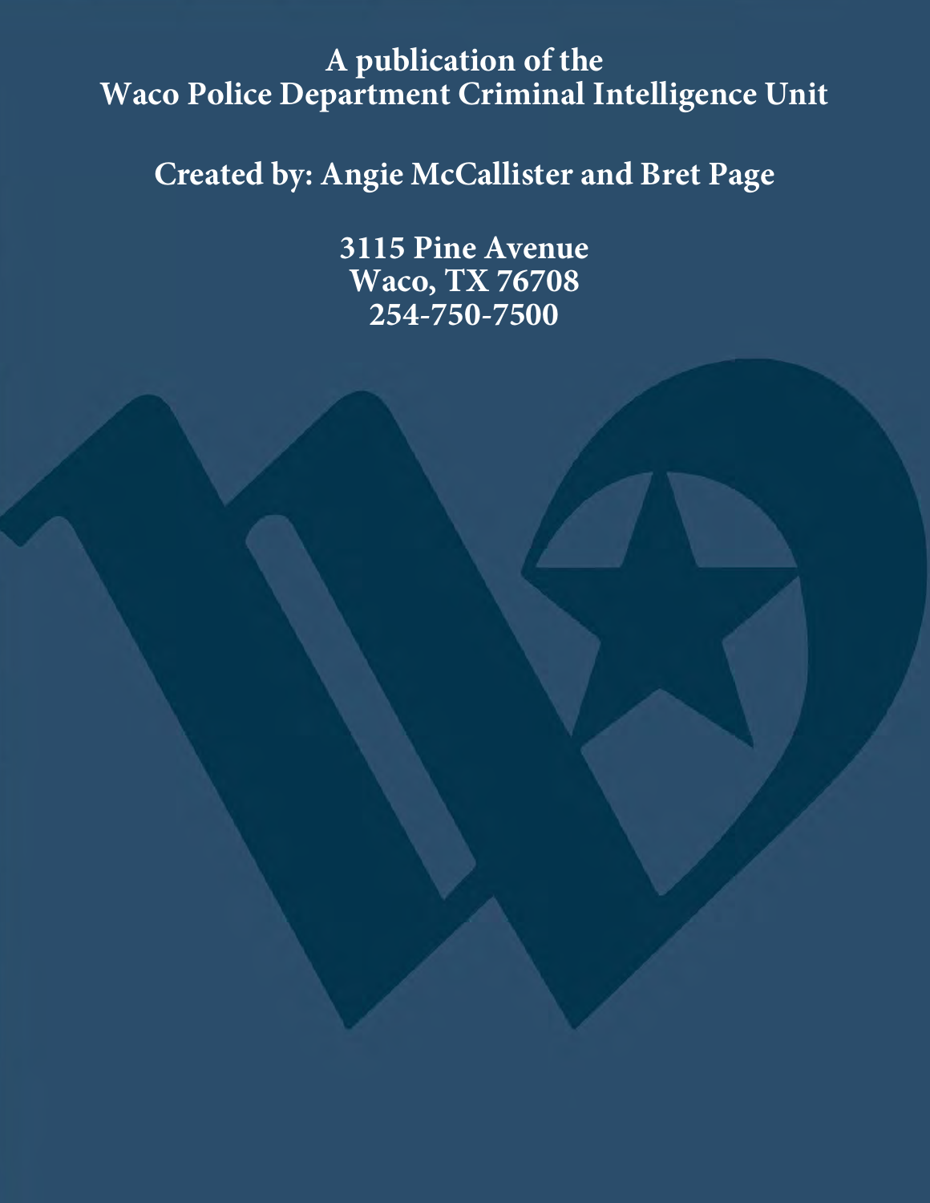A publication of the
Waco Police Department Criminal Intelligence Unit

Created by: Angie McCallister and Bret Page

3115 Pine Avenue
Waco, TX 76708
254-750-7500